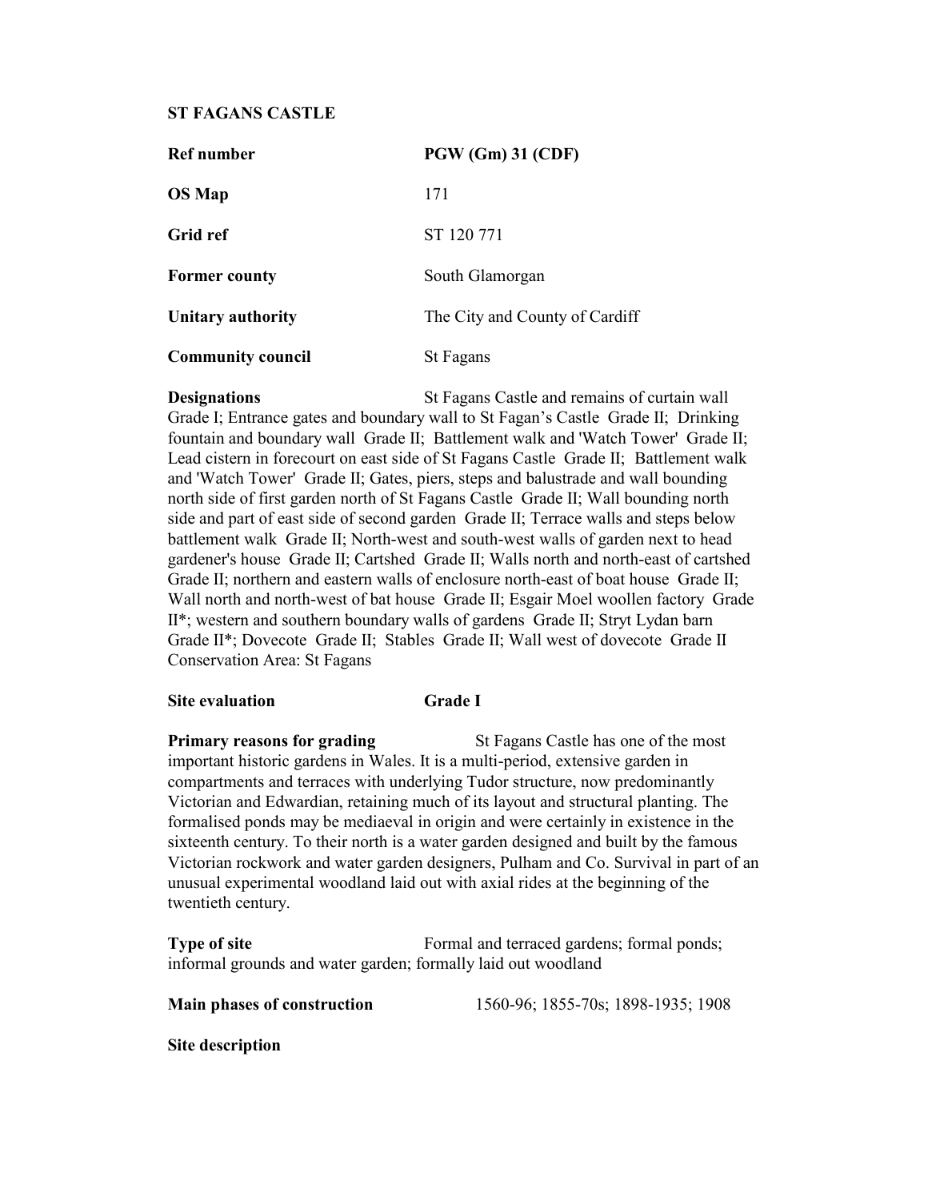**ST FAGANS CASTLE**

| | |
|---|---|
| **Ref number** | **PGW (Gm) 31 (CDF)** |
| **OS Map** | 171 |
| **Grid ref** | ST 120 771 |
| **Former county** | South Glamorgan |
| **Unitary authority** | The City and County of Cardiff |
| **Community council** | St Fagans |

**Designations** St Fagans Castle and remains of curtain wall Grade I; Entrance gates and boundary wall to St Fagan's Castle Grade II; Drinking fountain and boundary wall Grade II; Battlement walk and 'Watch Tower' Grade II; Lead cistern in forecourt on east side of St Fagans Castle Grade II; Battlement walk and 'Watch Tower' Grade II; Gates, piers, steps and balustrade and wall bounding north side of first garden north of St Fagans Castle Grade II; Wall bounding north side and part of east side of second garden Grade II; Terrace walls and steps below battlement walk Grade II; North-west and south-west walls of garden next to head gardener's house Grade II; Cartshed Grade II; Walls north and north-east of cartshed Grade II; northern and eastern walls of enclosure north-east of boat house Grade II; Wall north and north-west of bat house Grade II; Esgair Moel woollen factory Grade II*; western and southern boundary walls of gardens Grade II; Stryt Lydan barn Grade II*; Dovecote Grade II; Stables Grade II; Wall west of dovecote Grade II Conservation Area: St Fagans

**Site evaluation** **Grade I**

**Primary reasons for grading** St Fagans Castle has one of the most important historic gardens in Wales. It is a multi-period, extensive garden in compartments and terraces with underlying Tudor structure, now predominantly Victorian and Edwardian, retaining much of its layout and structural planting. The formalised ponds may be mediaeval in origin and were certainly in existence in the sixteenth century. To their north is a water garden designed and built by the famous Victorian rockwork and water garden designers, Pulham and Co. Survival in part of an unusual experimental woodland laid out with axial rides at the beginning of the twentieth century.

**Type of site** Formal and terraced gardens; formal ponds; informal grounds and water garden; formally laid out woodland

**Main phases of construction** 1560-96; 1855-70s; 1898-1935; 1908

**Site description**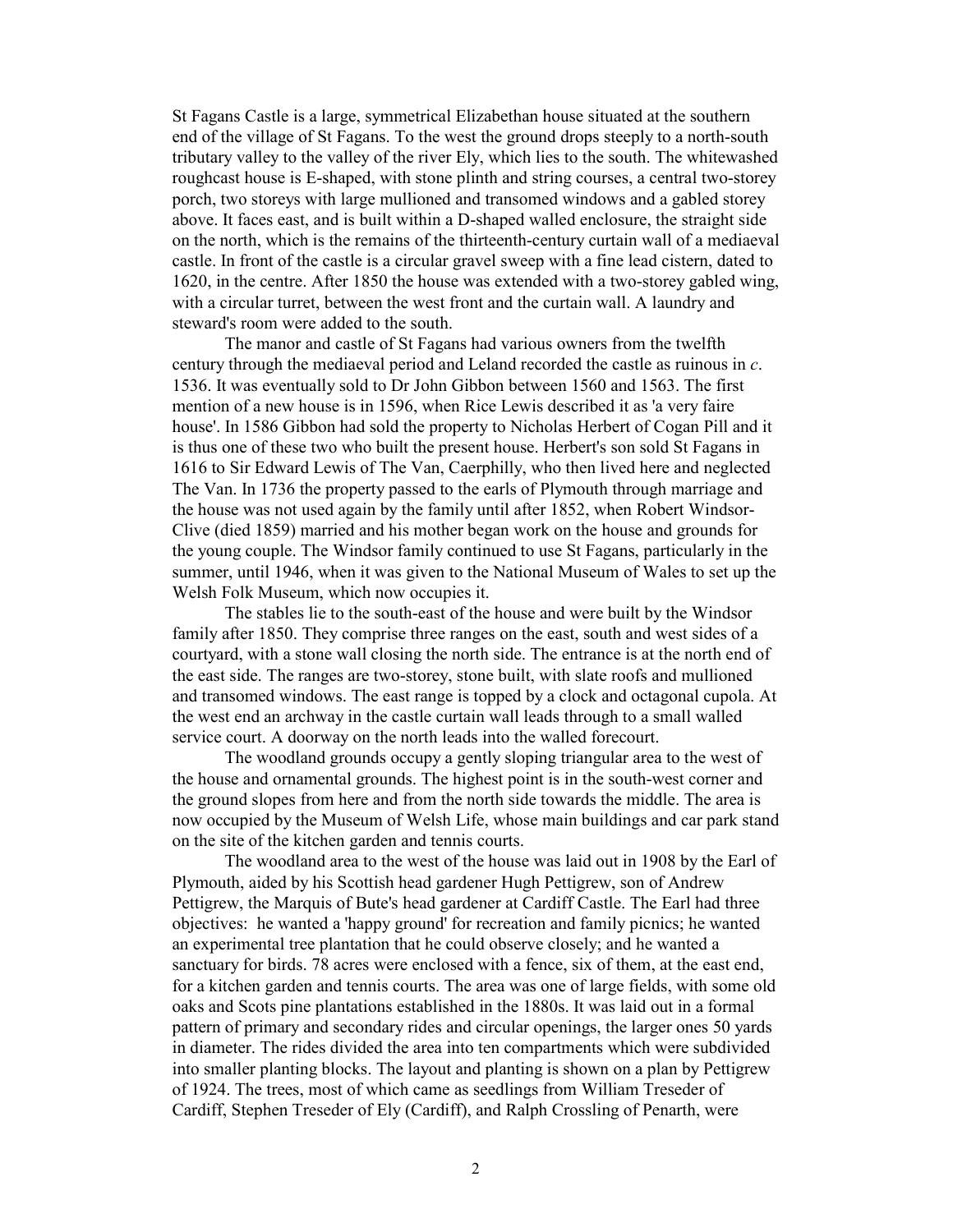St Fagans Castle is a large, symmetrical Elizabethan house situated at the southern end of the village of St Fagans. To the west the ground drops steeply to a north-south tributary valley to the valley of the river Ely, which lies to the south. The whitewashed roughcast house is E-shaped, with stone plinth and string courses, a central two-storey porch, two storeys with large mullioned and transomed windows and a gabled storey above. It faces east, and is built within a D-shaped walled enclosure, the straight side on the north, which is the remains of the thirteenth-century curtain wall of a mediaeval castle. In front of the castle is a circular gravel sweep with a fine lead cistern, dated to 1620, in the centre. After 1850 the house was extended with a two-storey gabled wing, with a circular turret, between the west front and the curtain wall. A laundry and steward's room were added to the south.

The manor and castle of St Fagans had various owners from the twelfth century through the mediaeval period and Leland recorded the castle as ruinous in *c*. 1536. It was eventually sold to Dr John Gibbon between 1560 and 1563. The first mention of a new house is in 1596, when Rice Lewis described it as 'a very faire house'. In 1586 Gibbon had sold the property to Nicholas Herbert of Cogan Pill and it is thus one of these two who built the present house. Herbert's son sold St Fagans in 1616 to Sir Edward Lewis of The Van, Caerphilly, who then lived here and neglected The Van. In 1736 the property passed to the earls of Plymouth through marriage and the house was not used again by the family until after 1852, when Robert Windsor-Clive (died 1859) married and his mother began work on the house and grounds for the young couple. The Windsor family continued to use St Fagans, particularly in the summer, until 1946, when it was given to the National Museum of Wales to set up the Welsh Folk Museum, which now occupies it.

The stables lie to the south-east of the house and were built by the Windsor family after 1850. They comprise three ranges on the east, south and west sides of a courtyard, with a stone wall closing the north side. The entrance is at the north end of the east side. The ranges are two-storey, stone built, with slate roofs and mullioned and transomed windows. The east range is topped by a clock and octagonal cupola. At the west end an archway in the castle curtain wall leads through to a small walled service court. A doorway on the north leads into the walled forecourt.

The woodland grounds occupy a gently sloping triangular area to the west of the house and ornamental grounds. The highest point is in the south-west corner and the ground slopes from here and from the north side towards the middle. The area is now occupied by the Museum of Welsh Life, whose main buildings and car park stand on the site of the kitchen garden and tennis courts.

The woodland area to the west of the house was laid out in 1908 by the Earl of Plymouth, aided by his Scottish head gardener Hugh Pettigrew, son of Andrew Pettigrew, the Marquis of Bute's head gardener at Cardiff Castle. The Earl had three objectives: he wanted a 'happy ground' for recreation and family picnics; he wanted an experimental tree plantation that he could observe closely; and he wanted a sanctuary for birds. 78 acres were enclosed with a fence, six of them, at the east end, for a kitchen garden and tennis courts. The area was one of large fields, with some old oaks and Scots pine plantations established in the 1880s. It was laid out in a formal pattern of primary and secondary rides and circular openings, the larger ones 50 yards in diameter. The rides divided the area into ten compartments which were subdivided into smaller planting blocks. The layout and planting is shown on a plan by Pettigrew of 1924. The trees, most of which came as seedlings from William Treseder of Cardiff, Stephen Treseder of Ely (Cardiff), and Ralph Crossling of Penarth, were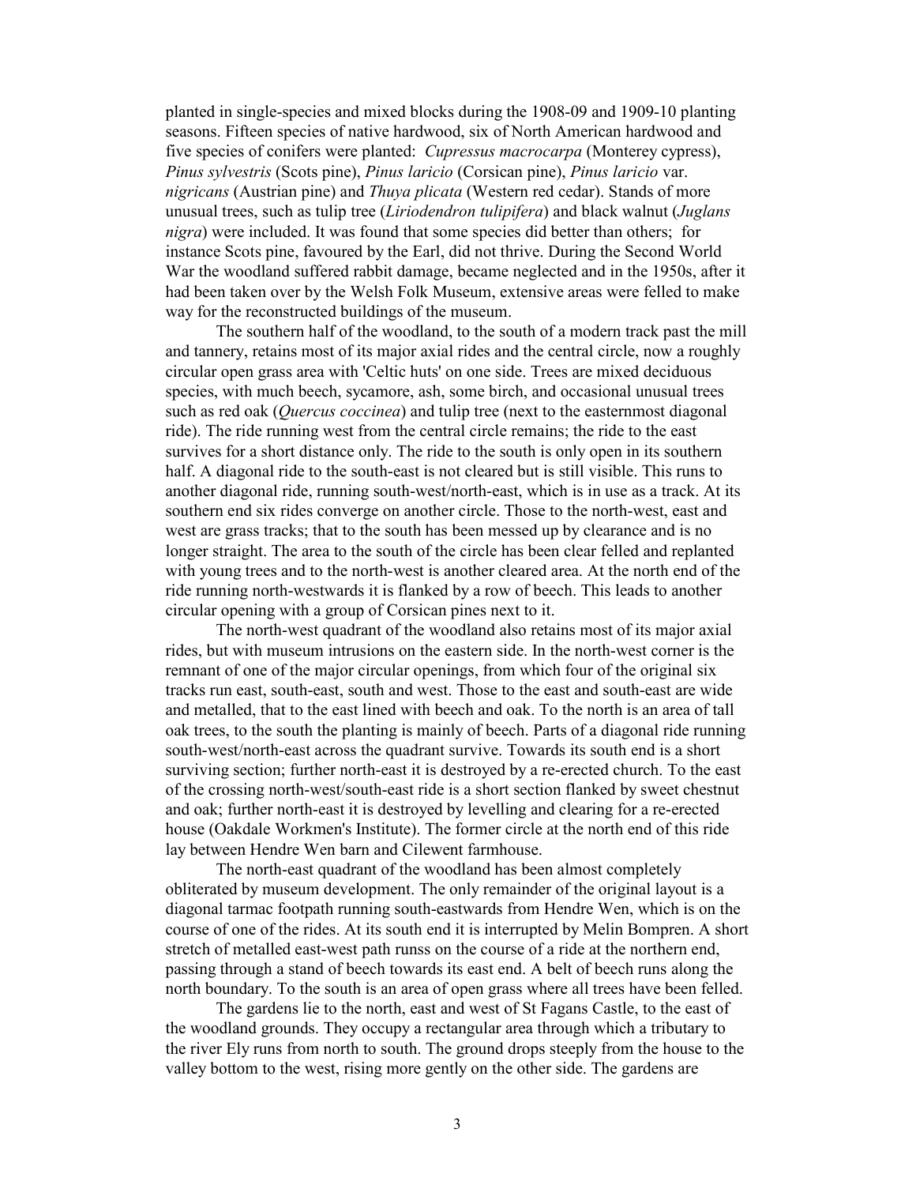planted in single-species and mixed blocks during the 1908-09 and 1909-10 planting seasons. Fifteen species of native hardwood, six of North American hardwood and five species of conifers were planted: *Cupressus macrocarpa* (Monterey cypress), *Pinus sylvestris* (Scots pine), *Pinus laricio* (Corsican pine), *Pinus laricio* var. *nigricans* (Austrian pine) and *Thuya plicata* (Western red cedar). Stands of more unusual trees, such as tulip tree (*Liriodendron tulipifera*) and black walnut (*Juglans nigra*) were included. It was found that some species did better than others; for instance Scots pine, favoured by the Earl, did not thrive. During the Second World War the woodland suffered rabbit damage, became neglected and in the 1950s, after it had been taken over by the Welsh Folk Museum, extensive areas were felled to make way for the reconstructed buildings of the museum.

The southern half of the woodland, to the south of a modern track past the mill and tannery, retains most of its major axial rides and the central circle, now a roughly circular open grass area with 'Celtic huts' on one side. Trees are mixed deciduous species, with much beech, sycamore, ash, some birch, and occasional unusual trees such as red oak (*Quercus coccinea*) and tulip tree (next to the easternmost diagonal ride). The ride running west from the central circle remains; the ride to the east survives for a short distance only. The ride to the south is only open in its southern half. A diagonal ride to the south-east is not cleared but is still visible. This runs to another diagonal ride, running south-west/north-east, which is in use as a track. At its southern end six rides converge on another circle. Those to the north-west, east and west are grass tracks; that to the south has been messed up by clearance and is no longer straight. The area to the south of the circle has been clear felled and replanted with young trees and to the north-west is another cleared area. At the north end of the ride running north-westwards it is flanked by a row of beech. This leads to another circular opening with a group of Corsican pines next to it.

The north-west quadrant of the woodland also retains most of its major axial rides, but with museum intrusions on the eastern side. In the north-west corner is the remnant of one of the major circular openings, from which four of the original six tracks run east, south-east, south and west. Those to the east and south-east are wide and metalled, that to the east lined with beech and oak. To the north is an area of tall oak trees, to the south the planting is mainly of beech. Parts of a diagonal ride running south-west/north-east across the quadrant survive. Towards its south end is a short surviving section; further north-east it is destroyed by a re-erected church. To the east of the crossing north-west/south-east ride is a short section flanked by sweet chestnut and oak; further north-east it is destroyed by levelling and clearing for a re-erected house (Oakdale Workmen's Institute). The former circle at the north end of this ride lay between Hendre Wen barn and Cilewent farmhouse.

The north-east quadrant of the woodland has been almost completely obliterated by museum development. The only remainder of the original layout is a diagonal tarmac footpath running south-eastwards from Hendre Wen, which is on the course of one of the rides. At its south end it is interrupted by Melin Bompren. A short stretch of metalled east-west path runss on the course of a ride at the northern end, passing through a stand of beech towards its east end. A belt of beech runs along the north boundary. To the south is an area of open grass where all trees have been felled.

The gardens lie to the north, east and west of St Fagans Castle, to the east of the woodland grounds. They occupy a rectangular area through which a tributary to the river Ely runs from north to south. The ground drops steeply from the house to the valley bottom to the west, rising more gently on the other side. The gardens are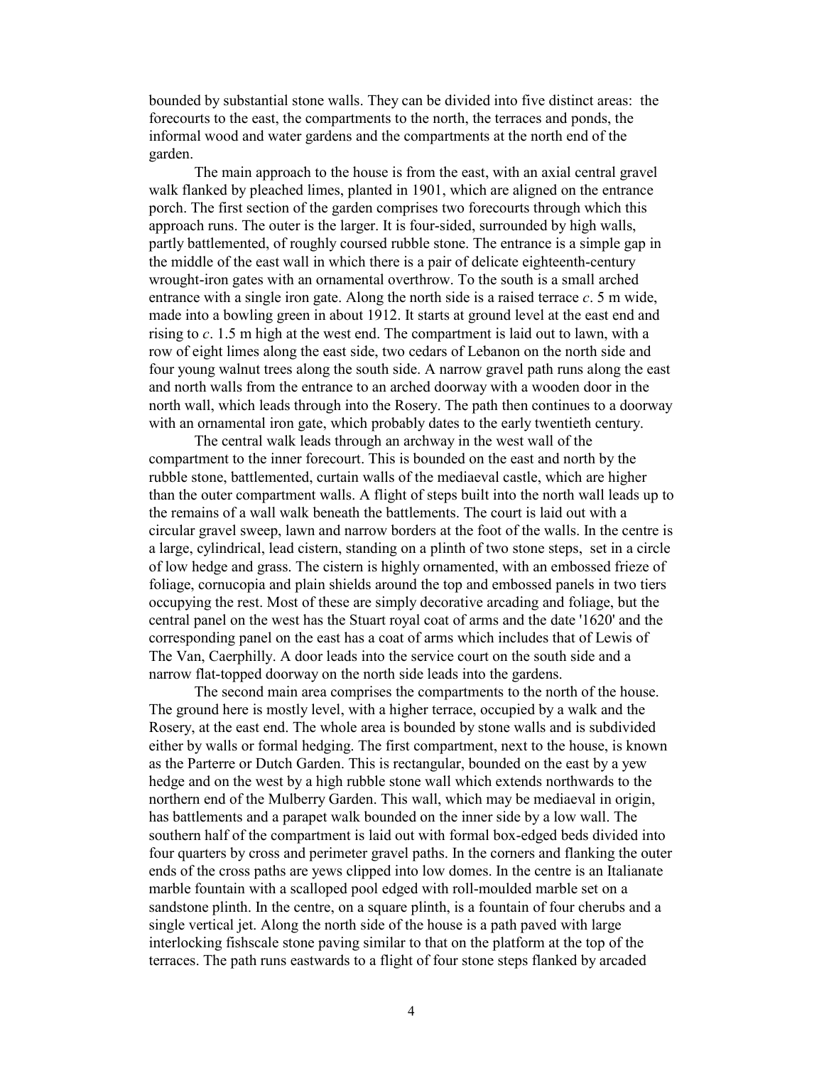bounded by substantial stone walls. They can be divided into five distinct areas: the forecourts to the east, the compartments to the north, the terraces and ponds, the informal wood and water gardens and the compartments at the north end of the garden.

The main approach to the house is from the east, with an axial central gravel walk flanked by pleached limes, planted in 1901, which are aligned on the entrance porch. The first section of the garden comprises two forecourts through which this approach runs. The outer is the larger. It is four-sided, surrounded by high walls, partly battlemented, of roughly coursed rubble stone. The entrance is a simple gap in the middle of the east wall in which there is a pair of delicate eighteenth-century wrought-iron gates with an ornamental overthrow. To the south is a small arched entrance with a single iron gate. Along the north side is a raised terrace *c*. 5 m wide, made into a bowling green in about 1912. It starts at ground level at the east end and rising to *c*. 1.5 m high at the west end. The compartment is laid out to lawn, with a row of eight limes along the east side, two cedars of Lebanon on the north side and four young walnut trees along the south side. A narrow gravel path runs along the east and north walls from the entrance to an arched doorway with a wooden door in the north wall, which leads through into the Rosery. The path then continues to a doorway with an ornamental iron gate, which probably dates to the early twentieth century.

The central walk leads through an archway in the west wall of the compartment to the inner forecourt. This is bounded on the east and north by the rubble stone, battlemented, curtain walls of the mediaeval castle, which are higher than the outer compartment walls. A flight of steps built into the north wall leads up to the remains of a wall walk beneath the battlements. The court is laid out with a circular gravel sweep, lawn and narrow borders at the foot of the walls. In the centre is a large, cylindrical, lead cistern, standing on a plinth of two stone steps, set in a circle of low hedge and grass. The cistern is highly ornamented, with an embossed frieze of foliage, cornucopia and plain shields around the top and embossed panels in two tiers occupying the rest. Most of these are simply decorative arcading and foliage, but the central panel on the west has the Stuart royal coat of arms and the date '1620' and the corresponding panel on the east has a coat of arms which includes that of Lewis of The Van, Caerphilly. A door leads into the service court on the south side and a narrow flat-topped doorway on the north side leads into the gardens.

The second main area comprises the compartments to the north of the house. The ground here is mostly level, with a higher terrace, occupied by a walk and the Rosery, at the east end. The whole area is bounded by stone walls and is subdivided either by walls or formal hedging. The first compartment, next to the house, is known as the Parterre or Dutch Garden. This is rectangular, bounded on the east by a yew hedge and on the west by a high rubble stone wall which extends northwards to the northern end of the Mulberry Garden. This wall, which may be mediaeval in origin, has battlements and a parapet walk bounded on the inner side by a low wall. The southern half of the compartment is laid out with formal box-edged beds divided into four quarters by cross and perimeter gravel paths. In the corners and flanking the outer ends of the cross paths are yews clipped into low domes. In the centre is an Italianate marble fountain with a scalloped pool edged with roll-moulded marble set on a sandstone plinth. In the centre, on a square plinth, is a fountain of four cherubs and a single vertical jet. Along the north side of the house is a path paved with large interlocking fishscale stone paving similar to that on the platform at the top of the terraces. The path runs eastwards to a flight of four stone steps flanked by arcaded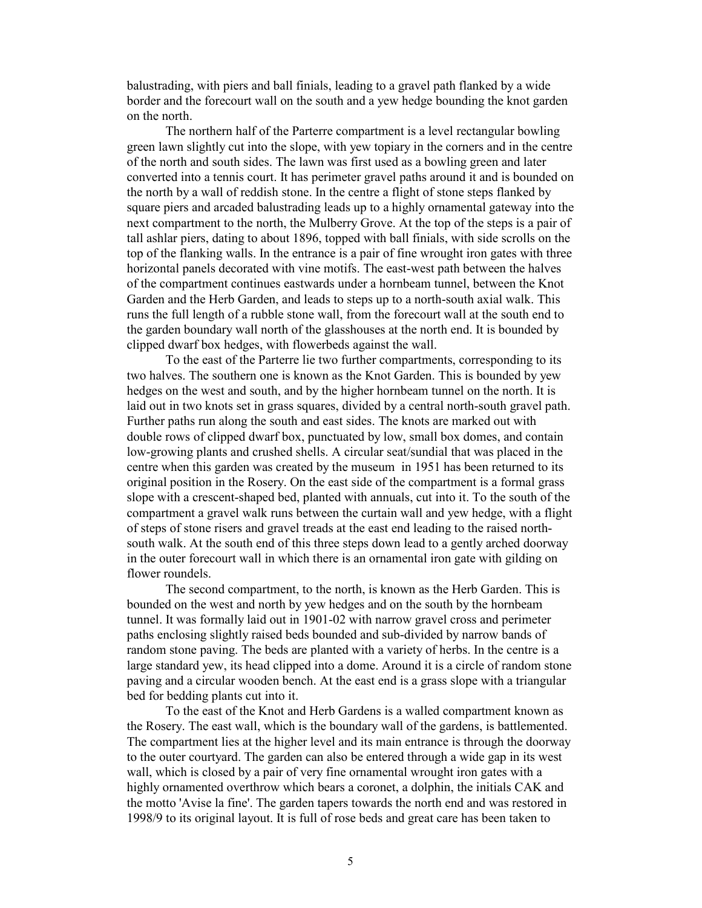balustrading, with piers and ball finials, leading to a gravel path flanked by a wide border and the forecourt wall on the south and a yew hedge bounding the knot garden on the north.

The northern half of the Parterre compartment is a level rectangular bowling green lawn slightly cut into the slope, with yew topiary in the corners and in the centre of the north and south sides. The lawn was first used as a bowling green and later converted into a tennis court. It has perimeter gravel paths around it and is bounded on the north by a wall of reddish stone. In the centre a flight of stone steps flanked by square piers and arcaded balustrading leads up to a highly ornamental gateway into the next compartment to the north, the Mulberry Grove. At the top of the steps is a pair of tall ashlar piers, dating to about 1896, topped with ball finials, with side scrolls on the top of the flanking walls. In the entrance is a pair of fine wrought iron gates with three horizontal panels decorated with vine motifs. The east-west path between the halves of the compartment continues eastwards under a hornbeam tunnel, between the Knot Garden and the Herb Garden, and leads to steps up to a north-south axial walk. This runs the full length of a rubble stone wall, from the forecourt wall at the south end to the garden boundary wall north of the glasshouses at the north end. It is bounded by clipped dwarf box hedges, with flowerbeds against the wall.

To the east of the Parterre lie two further compartments, corresponding to its two halves. The southern one is known as the Knot Garden. This is bounded by yew hedges on the west and south, and by the higher hornbeam tunnel on the north. It is laid out in two knots set in grass squares, divided by a central north-south gravel path. Further paths run along the south and east sides. The knots are marked out with double rows of clipped dwarf box, punctuated by low, small box domes, and contain low-growing plants and crushed shells. A circular seat/sundial that was placed in the centre when this garden was created by the museum in 1951 has been returned to its original position in the Rosery. On the east side of the compartment is a formal grass slope with a crescent-shaped bed, planted with annuals, cut into it. To the south of the compartment a gravel walk runs between the curtain wall and yew hedge, with a flight of steps of stone risers and gravel treads at the east end leading to the raised north-south walk. At the south end of this three steps down lead to a gently arched doorway in the outer forecourt wall in which there is an ornamental iron gate with gilding on flower roundels.

The second compartment, to the north, is known as the Herb Garden. This is bounded on the west and north by yew hedges and on the south by the hornbeam tunnel. It was formally laid out in 1901-02 with narrow gravel cross and perimeter paths enclosing slightly raised beds bounded and sub-divided by narrow bands of random stone paving. The beds are planted with a variety of herbs. In the centre is a large standard yew, its head clipped into a dome. Around it is a circle of random stone paving and a circular wooden bench. At the east end is a grass slope with a triangular bed for bedding plants cut into it.

To the east of the Knot and Herb Gardens is a walled compartment known as the Rosery. The east wall, which is the boundary wall of the gardens, is battlemented. The compartment lies at the higher level and its main entrance is through the doorway to the outer courtyard. The garden can also be entered through a wide gap in its west wall, which is closed by a pair of very fine ornamental wrought iron gates with a highly ornamented overthrow which bears a coronet, a dolphin, the initials CAK and the motto 'Avise la fine'. The garden tapers towards the north end and was restored in 1998/9 to its original layout. It is full of rose beds and great care has been taken to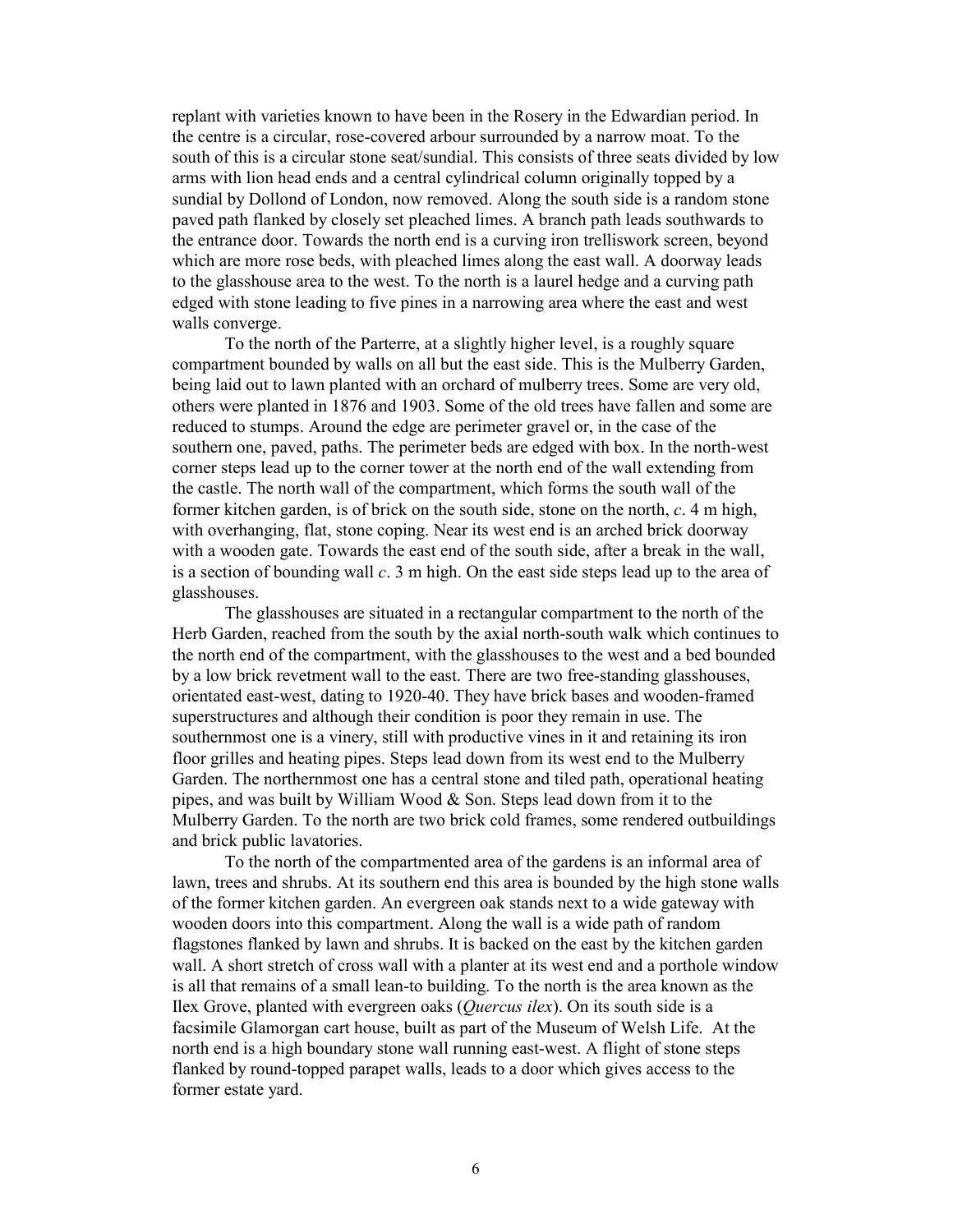replant with varieties known to have been in the Rosery in the Edwardian period. In the centre is a circular, rose-covered arbour surrounded by a narrow moat. To the south of this is a circular stone seat/sundial. This consists of three seats divided by low arms with lion head ends and a central cylindrical column originally topped by a sundial by Dollond of London, now removed. Along the south side is a random stone paved path flanked by closely set pleached limes. A branch path leads southwards to the entrance door. Towards the north end is a curving iron trelliswork screen, beyond which are more rose beds, with pleached limes along the east wall. A doorway leads to the glasshouse area to the west. To the north is a laurel hedge and a curving path edged with stone leading to five pines in a narrowing area where the east and west walls converge.

To the north of the Parterre, at a slightly higher level, is a roughly square compartment bounded by walls on all but the east side. This is the Mulberry Garden, being laid out to lawn planted with an orchard of mulberry trees. Some are very old, others were planted in 1876 and 1903. Some of the old trees have fallen and some are reduced to stumps. Around the edge are perimeter gravel or, in the case of the southern one, paved, paths. The perimeter beds are edged with box. In the north-west corner steps lead up to the corner tower at the north end of the wall extending from the castle. The north wall of the compartment, which forms the south wall of the former kitchen garden, is of brick on the south side, stone on the north, *c*. 4 m high, with overhanging, flat, stone coping. Near its west end is an arched brick doorway with a wooden gate. Towards the east end of the south side, after a break in the wall, is a section of bounding wall *c*. 3 m high. On the east side steps lead up to the area of glasshouses.

The glasshouses are situated in a rectangular compartment to the north of the Herb Garden, reached from the south by the axial north-south walk which continues to the north end of the compartment, with the glasshouses to the west and a bed bounded by a low brick revetment wall to the east. There are two free-standing glasshouses, orientated east-west, dating to 1920-40. They have brick bases and wooden-framed superstructures and although their condition is poor they remain in use. The southernmost one is a vinery, still with productive vines in it and retaining its iron floor grilles and heating pipes. Steps lead down from its west end to the Mulberry Garden. The northernmost one has a central stone and tiled path, operational heating pipes, and was built by William Wood & Son. Steps lead down from it to the Mulberry Garden. To the north are two brick cold frames, some rendered outbuildings and brick public lavatories.

To the north of the compartmented area of the gardens is an informal area of lawn, trees and shrubs. At its southern end this area is bounded by the high stone walls of the former kitchen garden. An evergreen oak stands next to a wide gateway with wooden doors into this compartment. Along the wall is a wide path of random flagstones flanked by lawn and shrubs. It is backed on the east by the kitchen garden wall. A short stretch of cross wall with a planter at its west end and a porthole window is all that remains of a small lean-to building. To the north is the area known as the Ilex Grove, planted with evergreen oaks (*Quercus ilex*). On its south side is a facsimile Glamorgan cart house, built as part of the Museum of Welsh Life. At the north end is a high boundary stone wall running east-west. A flight of stone steps flanked by round-topped parapet walls, leads to a door which gives access to the former estate yard.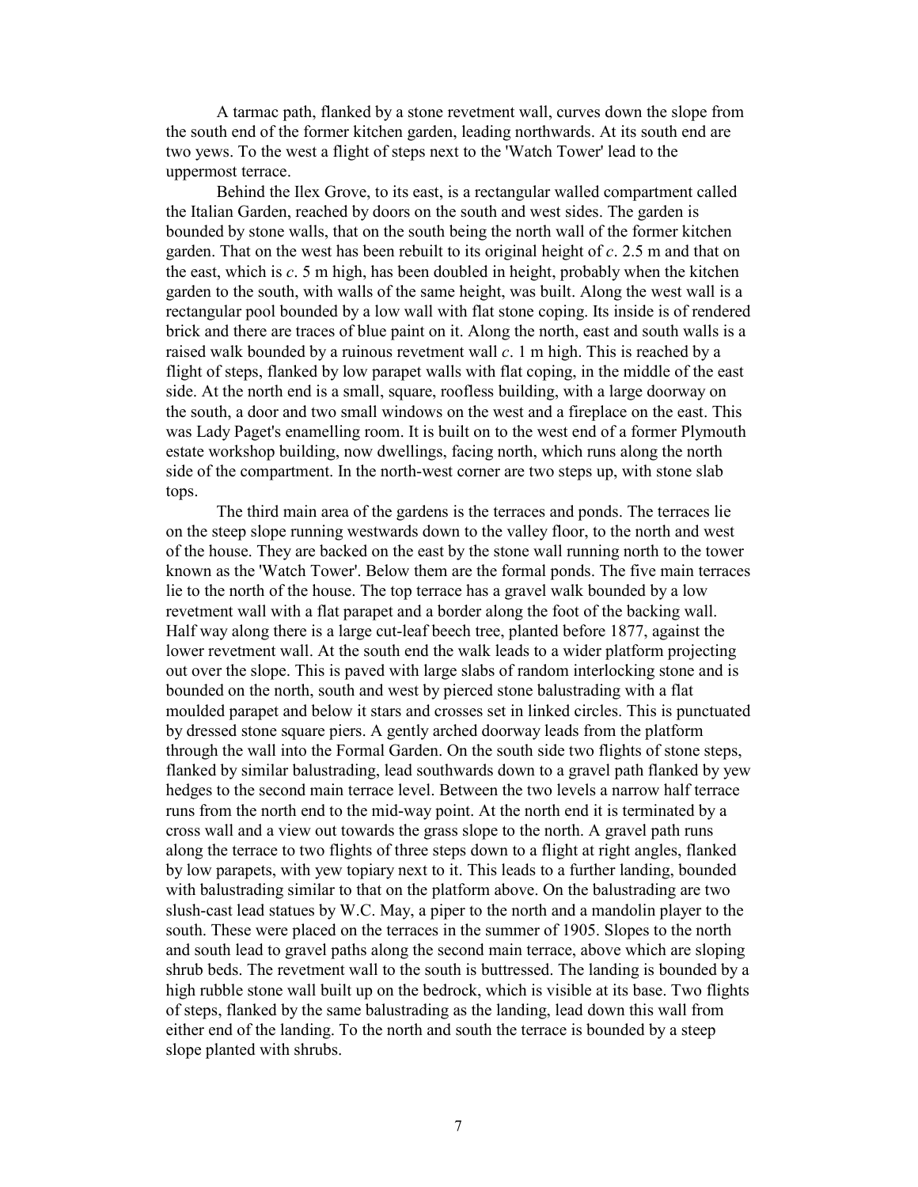A tarmac path, flanked by a stone revetment wall, curves down the slope from the south end of the former kitchen garden, leading northwards. At its south end are two yews. To the west a flight of steps next to the 'Watch Tower' lead to the uppermost terrace.

Behind the Ilex Grove, to its east, is a rectangular walled compartment called the Italian Garden, reached by doors on the south and west sides. The garden is bounded by stone walls, that on the south being the north wall of the former kitchen garden. That on the west has been rebuilt to its original height of *c*. 2.5 m and that on the east, which is *c*. 5 m high, has been doubled in height, probably when the kitchen garden to the south, with walls of the same height, was built. Along the west wall is a rectangular pool bounded by a low wall with flat stone coping. Its inside is of rendered brick and there are traces of blue paint on it. Along the north, east and south walls is a raised walk bounded by a ruinous revetment wall *c*. 1 m high. This is reached by a flight of steps, flanked by low parapet walls with flat coping, in the middle of the east side. At the north end is a small, square, roofless building, with a large doorway on the south, a door and two small windows on the west and a fireplace on the east. This was Lady Paget's enamelling room. It is built on to the west end of a former Plymouth estate workshop building, now dwellings, facing north, which runs along the north side of the compartment. In the north-west corner are two steps up, with stone slab tops.

The third main area of the gardens is the terraces and ponds. The terraces lie on the steep slope running westwards down to the valley floor, to the north and west of the house. They are backed on the east by the stone wall running north to the tower known as the 'Watch Tower'. Below them are the formal ponds. The five main terraces lie to the north of the house. The top terrace has a gravel walk bounded by a low revetment wall with a flat parapet and a border along the foot of the backing wall. Half way along there is a large cut-leaf beech tree, planted before 1877, against the lower revetment wall. At the south end the walk leads to a wider platform projecting out over the slope. This is paved with large slabs of random interlocking stone and is bounded on the north, south and west by pierced stone balustrading with a flat moulded parapet and below it stars and crosses set in linked circles. This is punctuated by dressed stone square piers. A gently arched doorway leads from the platform through the wall into the Formal Garden. On the south side two flights of stone steps, flanked by similar balustrading, lead southwards down to a gravel path flanked by yew hedges to the second main terrace level. Between the two levels a narrow half terrace runs from the north end to the mid-way point. At the north end it is terminated by a cross wall and a view out towards the grass slope to the north. A gravel path runs along the terrace to two flights of three steps down to a flight at right angles, flanked by low parapets, with yew topiary next to it. This leads to a further landing, bounded with balustrading similar to that on the platform above. On the balustrading are two slush-cast lead statues by W.C. May, a piper to the north and a mandolin player to the south. These were placed on the terraces in the summer of 1905. Slopes to the north and south lead to gravel paths along the second main terrace, above which are sloping shrub beds. The revetment wall to the south is buttressed. The landing is bounded by a high rubble stone wall built up on the bedrock, which is visible at its base. Two flights of steps, flanked by the same balustrading as the landing, lead down this wall from either end of the landing. To the north and south the terrace is bounded by a steep slope planted with shrubs.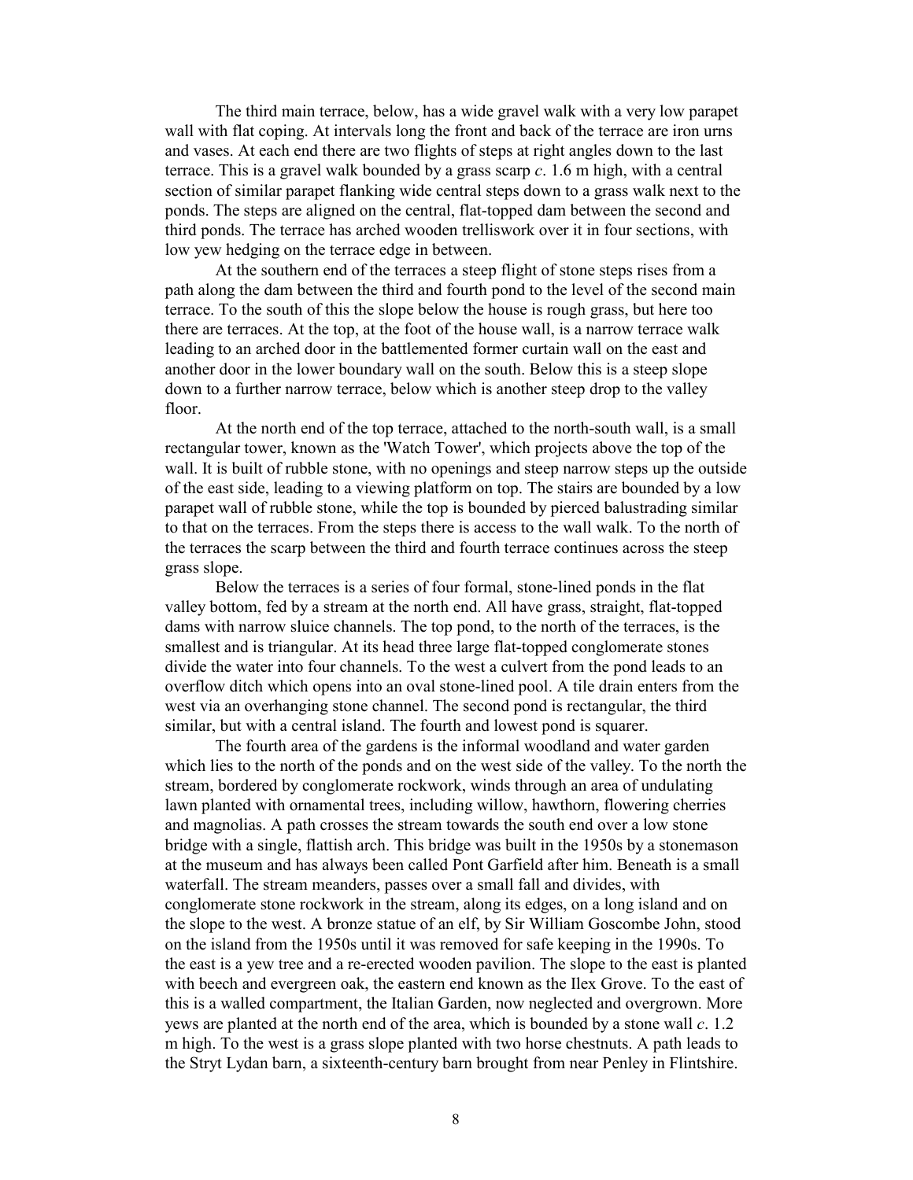The third main terrace, below, has a wide gravel walk with a very low parapet wall with flat coping. At intervals long the front and back of the terrace are iron urns and vases. At each end there are two flights of steps at right angles down to the last terrace. This is a gravel walk bounded by a grass scarp *c*. 1.6 m high, with a central section of similar parapet flanking wide central steps down to a grass walk next to the ponds. The steps are aligned on the central, flat-topped dam between the second and third ponds. The terrace has arched wooden trelliswork over it in four sections, with low yew hedging on the terrace edge in between.

At the southern end of the terraces a steep flight of stone steps rises from a path along the dam between the third and fourth pond to the level of the second main terrace. To the south of this the slope below the house is rough grass, but here too there are terraces. At the top, at the foot of the house wall, is a narrow terrace walk leading to an arched door in the battlemented former curtain wall on the east and another door in the lower boundary wall on the south. Below this is a steep slope down to a further narrow terrace, below which is another steep drop to the valley floor.

At the north end of the top terrace, attached to the north-south wall, is a small rectangular tower, known as the 'Watch Tower', which projects above the top of the wall. It is built of rubble stone, with no openings and steep narrow steps up the outside of the east side, leading to a viewing platform on top. The stairs are bounded by a low parapet wall of rubble stone, while the top is bounded by pierced balustrading similar to that on the terraces. From the steps there is access to the wall walk. To the north of the terraces the scarp between the third and fourth terrace continues across the steep grass slope.

Below the terraces is a series of four formal, stone-lined ponds in the flat valley bottom, fed by a stream at the north end. All have grass, straight, flat-topped dams with narrow sluice channels. The top pond, to the north of the terraces, is the smallest and is triangular. At its head three large flat-topped conglomerate stones divide the water into four channels. To the west a culvert from the pond leads to an overflow ditch which opens into an oval stone-lined pool. A tile drain enters from the west via an overhanging stone channel. The second pond is rectangular, the third similar, but with a central island. The fourth and lowest pond is squarer.

The fourth area of the gardens is the informal woodland and water garden which lies to the north of the ponds and on the west side of the valley. To the north the stream, bordered by conglomerate rockwork, winds through an area of undulating lawn planted with ornamental trees, including willow, hawthorn, flowering cherries and magnolias. A path crosses the stream towards the south end over a low stone bridge with a single, flattish arch. This bridge was built in the 1950s by a stonemason at the museum and has always been called Pont Garfield after him. Beneath is a small waterfall. The stream meanders, passes over a small fall and divides, with conglomerate stone rockwork in the stream, along its edges, on a long island and on the slope to the west. A bronze statue of an elf, by Sir William Goscombe John, stood on the island from the 1950s until it was removed for safe keeping in the 1990s. To the east is a yew tree and a re-erected wooden pavilion. The slope to the east is planted with beech and evergreen oak, the eastern end known as the Ilex Grove. To the east of this is a walled compartment, the Italian Garden, now neglected and overgrown. More yews are planted at the north end of the area, which is bounded by a stone wall *c*. 1.2 m high. To the west is a grass slope planted with two horse chestnuts. A path leads to the Stryt Lydan barn, a sixteenth-century barn brought from near Penley in Flintshire.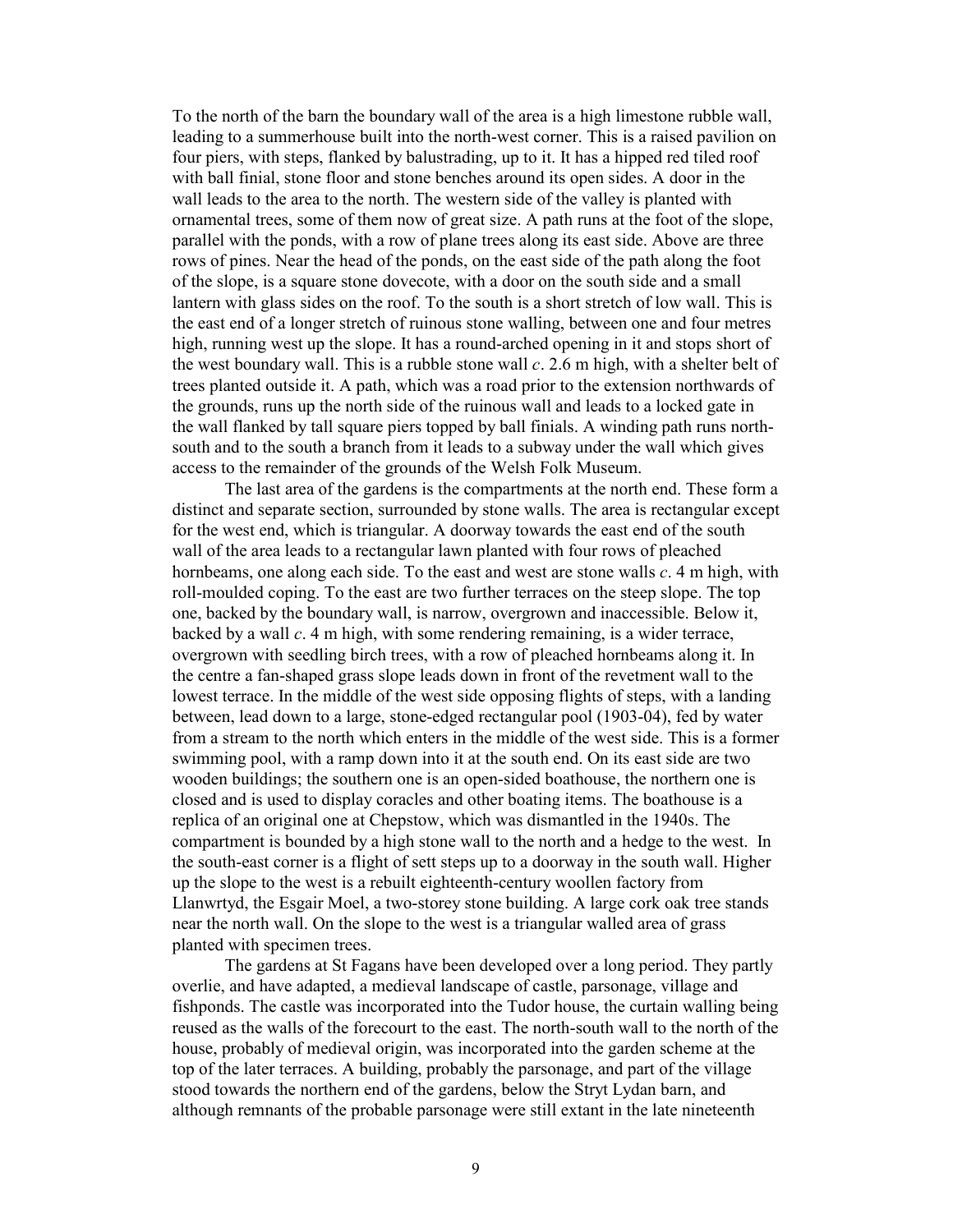To the north of the barn the boundary wall of the area is a high limestone rubble wall, leading to a summerhouse built into the north-west corner. This is a raised pavilion on four piers, with steps, flanked by balustrading, up to it. It has a hipped red tiled roof with ball finial, stone floor and stone benches around its open sides. A door in the wall leads to the area to the north. The western side of the valley is planted with ornamental trees, some of them now of great size. A path runs at the foot of the slope, parallel with the ponds, with a row of plane trees along its east side. Above are three rows of pines. Near the head of the ponds, on the east side of the path along the foot of the slope, is a square stone dovecote, with a door on the south side and a small lantern with glass sides on the roof. To the south is a short stretch of low wall. This is the east end of a longer stretch of ruinous stone walling, between one and four metres high, running west up the slope. It has a round-arched opening in it and stops short of the west boundary wall. This is a rubble stone wall *c*. 2.6 m high, with a shelter belt of trees planted outside it. A path, which was a road prior to the extension northwards of the grounds, runs up the north side of the ruinous wall and leads to a locked gate in the wall flanked by tall square piers topped by ball finials. A winding path runs north-south and to the south a branch from it leads to a subway under the wall which gives access to the remainder of the grounds of the Welsh Folk Museum.

The last area of the gardens is the compartments at the north end. These form a distinct and separate section, surrounded by stone walls. The area is rectangular except for the west end, which is triangular. A doorway towards the east end of the south wall of the area leads to a rectangular lawn planted with four rows of pleached hornbeams, one along each side. To the east and west are stone walls *c*. 4 m high, with roll-moulded coping. To the east are two further terraces on the steep slope. The top one, backed by the boundary wall, is narrow, overgrown and inaccessible. Below it, backed by a wall *c*. 4 m high, with some rendering remaining, is a wider terrace, overgrown with seedling birch trees, with a row of pleached hornbeams along it. In the centre a fan-shaped grass slope leads down in front of the revetment wall to the lowest terrace. In the middle of the west side opposing flights of steps, with a landing between, lead down to a large, stone-edged rectangular pool (1903-04), fed by water from a stream to the north which enters in the middle of the west side. This is a former swimming pool, with a ramp down into it at the south end. On its east side are two wooden buildings; the southern one is an open-sided boathouse, the northern one is closed and is used to display coracles and other boating items. The boathouse is a replica of an original one at Chepstow, which was dismantled in the 1940s. The compartment is bounded by a high stone wall to the north and a hedge to the west. In the south-east corner is a flight of sett steps up to a doorway in the south wall. Higher up the slope to the west is a rebuilt eighteenth-century woollen factory from Llanwrtyd, the Esgair Moel, a two-storey stone building. A large cork oak tree stands near the north wall. On the slope to the west is a triangular walled area of grass planted with specimen trees.

The gardens at St Fagans have been developed over a long period. They partly overlie, and have adapted, a medieval landscape of castle, parsonage, village and fishponds. The castle was incorporated into the Tudor house, the curtain walling being reused as the walls of the forecourt to the east. The north-south wall to the north of the house, probably of medieval origin, was incorporated into the garden scheme at the top of the later terraces. A building, probably the parsonage, and part of the village stood towards the northern end of the gardens, below the Stryt Lydan barn, and although remnants of the probable parsonage were still extant in the late nineteenth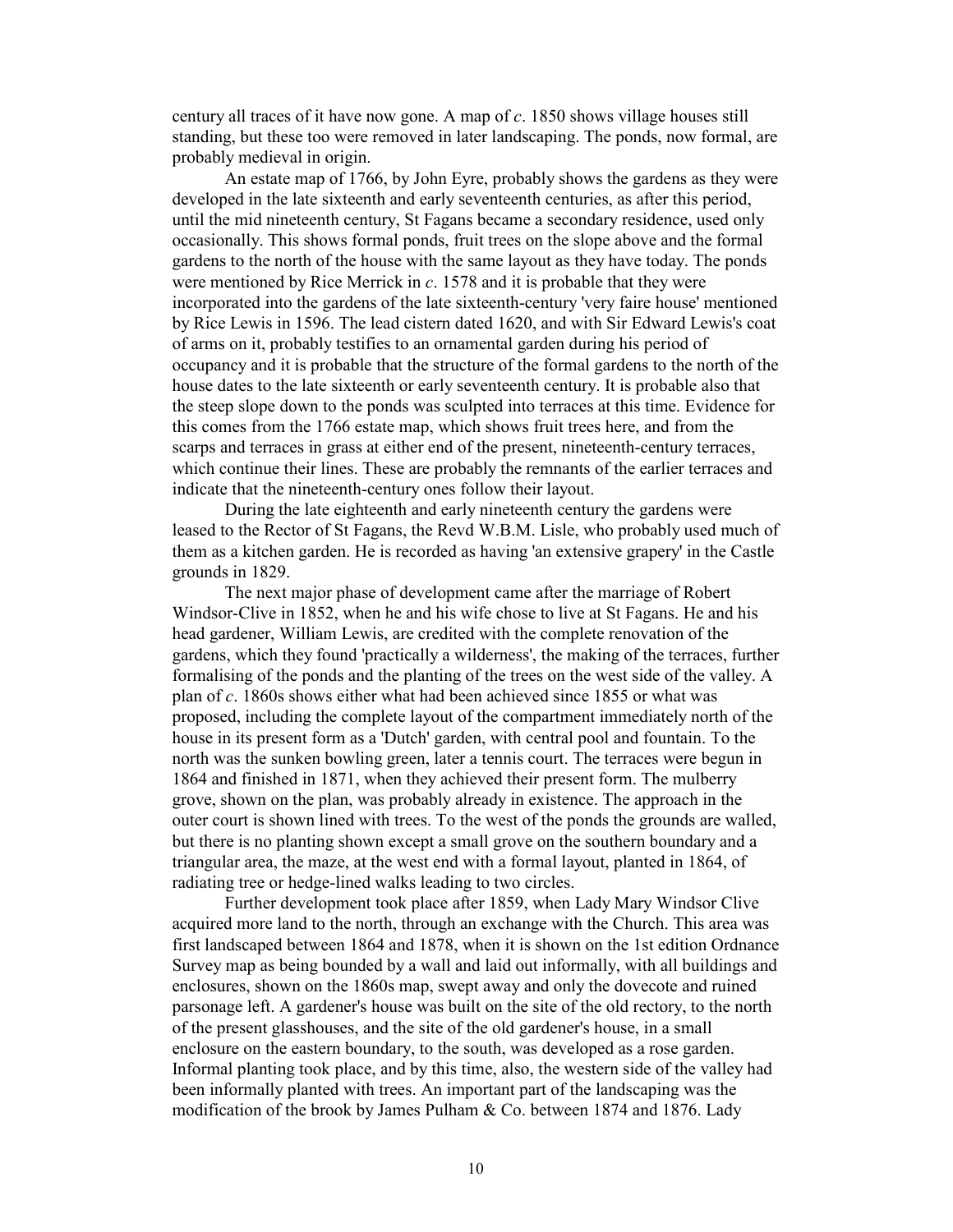century all traces of it have now gone. A map of *c*. 1850 shows village houses still standing, but these too were removed in later landscaping. The ponds, now formal, are probably medieval in origin.

An estate map of 1766, by John Eyre, probably shows the gardens as they were developed in the late sixteenth and early seventeenth centuries, as after this period, until the mid nineteenth century, St Fagans became a secondary residence, used only occasionally. This shows formal ponds, fruit trees on the slope above and the formal gardens to the north of the house with the same layout as they have today. The ponds were mentioned by Rice Merrick in *c*. 1578 and it is probable that they were incorporated into the gardens of the late sixteenth-century 'very faire house' mentioned by Rice Lewis in 1596. The lead cistern dated 1620, and with Sir Edward Lewis's coat of arms on it, probably testifies to an ornamental garden during his period of occupancy and it is probable that the structure of the formal gardens to the north of the house dates to the late sixteenth or early seventeenth century. It is probable also that the steep slope down to the ponds was sculpted into terraces at this time. Evidence for this comes from the 1766 estate map, which shows fruit trees here, and from the scarps and terraces in grass at either end of the present, nineteenth-century terraces, which continue their lines. These are probably the remnants of the earlier terraces and indicate that the nineteenth-century ones follow their layout.

During the late eighteenth and early nineteenth century the gardens were leased to the Rector of St Fagans, the Revd W.B.M. Lisle, who probably used much of them as a kitchen garden. He is recorded as having 'an extensive grapery' in the Castle grounds in 1829.

The next major phase of development came after the marriage of Robert Windsor-Clive in 1852, when he and his wife chose to live at St Fagans. He and his head gardener, William Lewis, are credited with the complete renovation of the gardens, which they found 'practically a wilderness', the making of the terraces, further formalising of the ponds and the planting of the trees on the west side of the valley. A plan of *c*. 1860s shows either what had been achieved since 1855 or what was proposed, including the complete layout of the compartment immediately north of the house in its present form as a 'Dutch' garden, with central pool and fountain. To the north was the sunken bowling green, later a tennis court. The terraces were begun in 1864 and finished in 1871, when they achieved their present form. The mulberry grove, shown on the plan, was probably already in existence. The approach in the outer court is shown lined with trees. To the west of the ponds the grounds are walled, but there is no planting shown except a small grove on the southern boundary and a triangular area, the maze, at the west end with a formal layout, planted in 1864, of radiating tree or hedge-lined walks leading to two circles.

Further development took place after 1859, when Lady Mary Windsor Clive acquired more land to the north, through an exchange with the Church. This area was first landscaped between 1864 and 1878, when it is shown on the 1st edition Ordnance Survey map as being bounded by a wall and laid out informally, with all buildings and enclosures, shown on the 1860s map, swept away and only the dovecote and ruined parsonage left. A gardener's house was built on the site of the old rectory, to the north of the present glasshouses, and the site of the old gardener's house, in a small enclosure on the eastern boundary, to the south, was developed as a rose garden. Informal planting took place, and by this time, also, the western side of the valley had been informally planted with trees. An important part of the landscaping was the modification of the brook by James Pulham & Co. between 1874 and 1876. Lady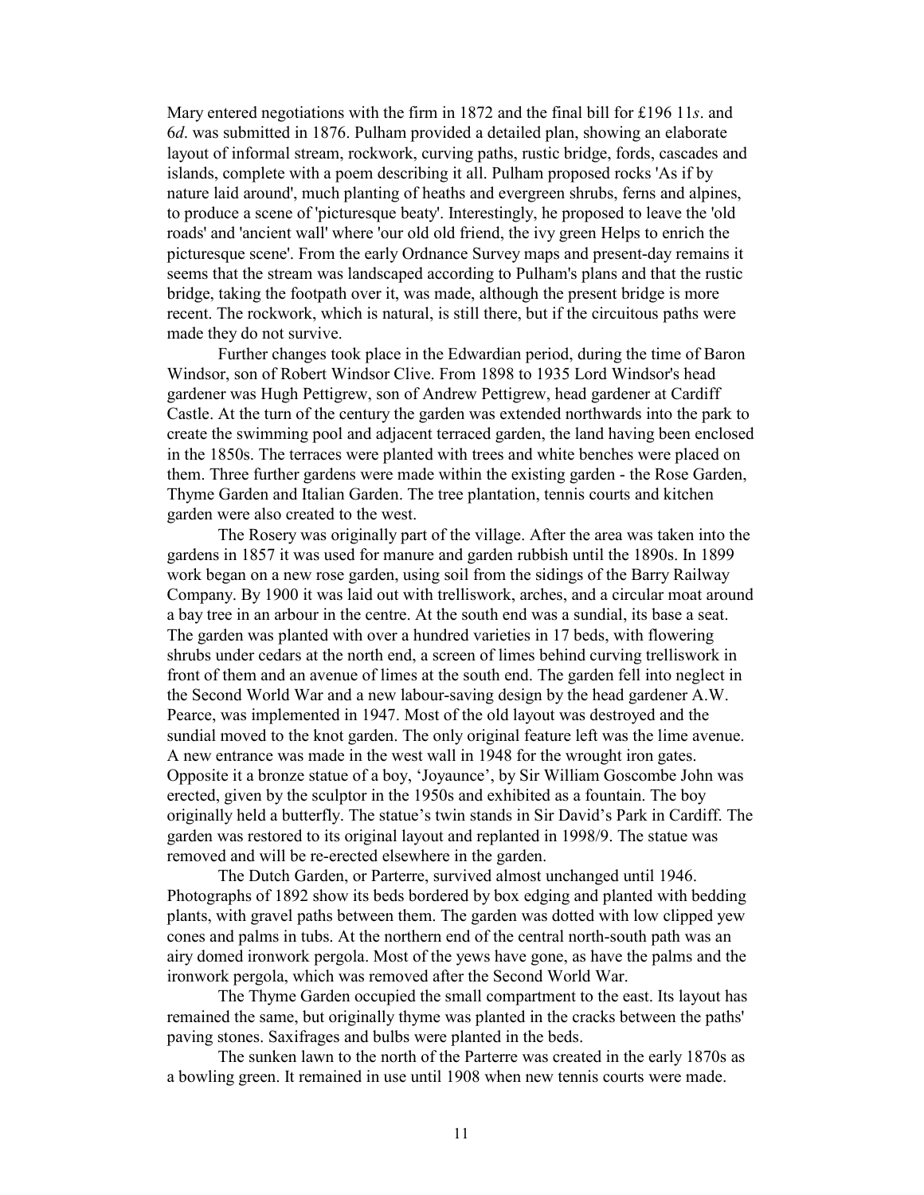Mary entered negotiations with the firm in 1872 and the final bill for £196 11*s*. and 6*d*. was submitted in 1876. Pulham provided a detailed plan, showing an elaborate layout of informal stream, rockwork, curving paths, rustic bridge, fords, cascades and islands, complete with a poem describing it all. Pulham proposed rocks 'As if by nature laid around', much planting of heaths and evergreen shrubs, ferns and alpines, to produce a scene of 'picturesque beaty'. Interestingly, he proposed to leave the 'old roads' and 'ancient wall' where 'our old old friend, the ivy green Helps to enrich the picturesque scene'. From the early Ordnance Survey maps and present-day remains it seems that the stream was landscaped according to Pulham's plans and that the rustic bridge, taking the footpath over it, was made, although the present bridge is more recent. The rockwork, which is natural, is still there, but if the circuitous paths were made they do not survive.

Further changes took place in the Edwardian period, during the time of Baron Windsor, son of Robert Windsor Clive. From 1898 to 1935 Lord Windsor's head gardener was Hugh Pettigrew, son of Andrew Pettigrew, head gardener at Cardiff Castle. At the turn of the century the garden was extended northwards into the park to create the swimming pool and adjacent terraced garden, the land having been enclosed in the 1850s. The terraces were planted with trees and white benches were placed on them. Three further gardens were made within the existing garden - the Rose Garden, Thyme Garden and Italian Garden. The tree plantation, tennis courts and kitchen garden were also created to the west.

The Rosery was originally part of the village. After the area was taken into the gardens in 1857 it was used for manure and garden rubbish until the 1890s. In 1899 work began on a new rose garden, using soil from the sidings of the Barry Railway Company. By 1900 it was laid out with trelliswork, arches, and a circular moat around a bay tree in an arbour in the centre. At the south end was a sundial, its base a seat. The garden was planted with over a hundred varieties in 17 beds, with flowering shrubs under cedars at the north end, a screen of limes behind curving trelliswork in front of them and an avenue of limes at the south end. The garden fell into neglect in the Second World War and a new labour-saving design by the head gardener A.W. Pearce, was implemented in 1947. Most of the old layout was destroyed and the sundial moved to the knot garden. The only original feature left was the lime avenue. A new entrance was made in the west wall in 1948 for the wrought iron gates. Opposite it a bronze statue of a boy, 'Joyaunce', by Sir William Goscombe John was erected, given by the sculptor in the 1950s and exhibited as a fountain. The boy originally held a butterfly. The statue's twin stands in Sir David's Park in Cardiff. The garden was restored to its original layout and replanted in 1998/9. The statue was removed and will be re-erected elsewhere in the garden.

The Dutch Garden, or Parterre, survived almost unchanged until 1946. Photographs of 1892 show its beds bordered by box edging and planted with bedding plants, with gravel paths between them. The garden was dotted with low clipped yew cones and palms in tubs. At the northern end of the central north-south path was an airy domed ironwork pergola. Most of the yews have gone, as have the palms and the ironwork pergola, which was removed after the Second World War.

The Thyme Garden occupied the small compartment to the east. Its layout has remained the same, but originally thyme was planted in the cracks between the paths' paving stones. Saxifrages and bulbs were planted in the beds.

The sunken lawn to the north of the Parterre was created in the early 1870s as a bowling green. It remained in use until 1908 when new tennis courts were made.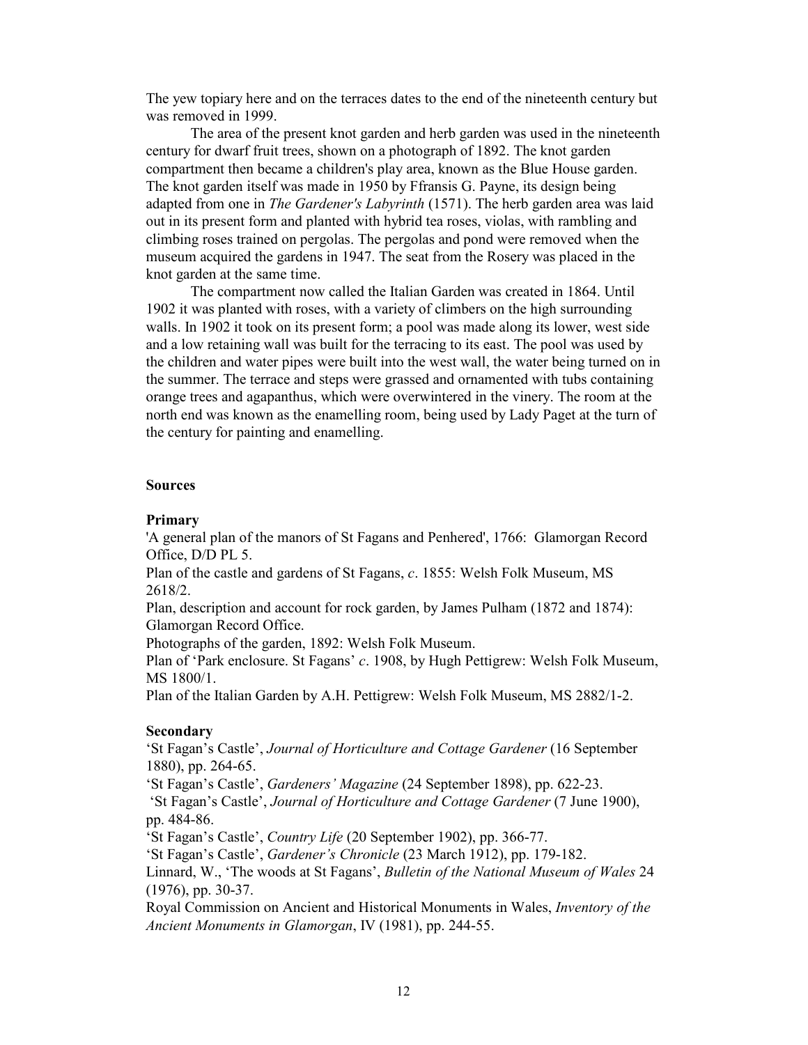The yew topiary here and on the terraces dates to the end of the nineteenth century but was removed in 1999.

The area of the present knot garden and herb garden was used in the nineteenth century for dwarf fruit trees, shown on a photograph of 1892. The knot garden compartment then became a children's play area, known as the Blue House garden. The knot garden itself was made in 1950 by Ffransis G. Payne, its design being adapted from one in *The Gardener's Labyrinth* (1571). The herb garden area was laid out in its present form and planted with hybrid tea roses, violas, with rambling and climbing roses trained on pergolas. The pergolas and pond were removed when the museum acquired the gardens in 1947. The seat from the Rosery was placed in the knot garden at the same time.

The compartment now called the Italian Garden was created in 1864. Until 1902 it was planted with roses, with a variety of climbers on the high surrounding walls. In 1902 it took on its present form; a pool was made along its lower, west side and a low retaining wall was built for the terracing to its east. The pool was used by the children and water pipes were built into the west wall, the water being turned on in the summer. The terrace and steps were grassed and ornamented with tubs containing orange trees and agapanthus, which were overwintered in the vinery. The room at the north end was known as the enamelling room, being used by Lady Paget at the turn of the century for painting and enamelling.

## Sources

### Primary

'A general plan of the manors of St Fagans and Penhered', 1766: Glamorgan Record Office, D/D PL 5.

Plan of the castle and gardens of St Fagans, *c*. 1855: Welsh Folk Museum, MS 2618/2.

Plan, description and account for rock garden, by James Pulham (1872 and 1874): Glamorgan Record Office.

Photographs of the garden, 1892: Welsh Folk Museum.

Plan of 'Park enclosure. St Fagans' *c*. 1908, by Hugh Pettigrew: Welsh Folk Museum, MS 1800/1.

Plan of the Italian Garden by A.H. Pettigrew: Welsh Folk Museum, MS 2882/1-2.

### Secondary

'St Fagan's Castle', *Journal of Horticulture and Cottage Gardener* (16 September 1880), pp. 264-65.

'St Fagan's Castle', *Gardeners' Magazine* (24 September 1898), pp. 622-23.

'St Fagan's Castle', *Journal of Horticulture and Cottage Gardener* (7 June 1900), pp. 484-86.

'St Fagan's Castle', *Country Life* (20 September 1902), pp. 366-77.

'St Fagan's Castle', *Gardener's Chronicle* (23 March 1912), pp. 179-182.

Linnard, W., 'The woods at St Fagans', *Bulletin of the National Museum of Wales* 24 (1976), pp. 30-37.

Royal Commission on Ancient and Historical Monuments in Wales, *Inventory of the Ancient Monuments in Glamorgan*, IV (1981), pp. 244-55.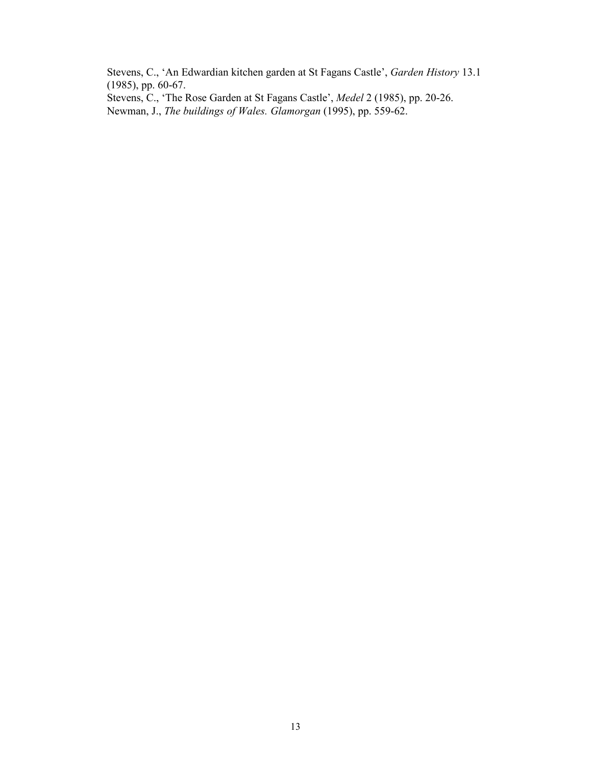Stevens, C., 'An Edwardian kitchen garden at St Fagans Castle', *Garden History* 13.1 (1985), pp. 60-67.
Stevens, C., 'The Rose Garden at St Fagans Castle', *Medel* 2 (1985), pp. 20-26.
Newman, J., *The buildings of Wales. Glamorgan* (1995), pp. 559-62.